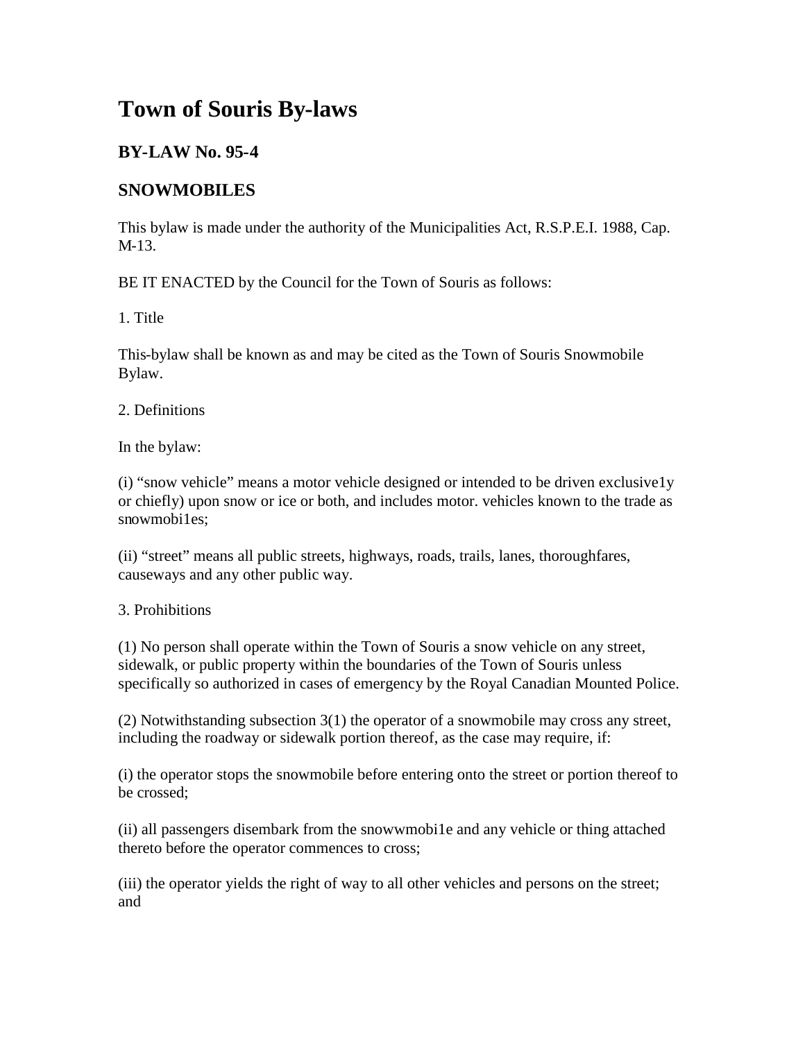# Town of Souris By-laws

## BY-LAW No. 95-4

## SNOWMOBILES

This bylaw is made under the authority of the Municipalities Act, R.S.P.E.I. 1988, Cap. M-13.

BE IT ENACTED by the Council for the Town of Souris as follows:

1. Title

This-bylaw shall be known as and may be cited as the Town of Souris Snowmobile Bylaw.

2. Definitions

In the bylaw:

(i) “snow vehicle” means a motor vehicle designed or intended to be driven exclusive1y or chiefly) upon snow or ice or both, and includes motor. vehicles known to the trade as snowmobi1es;

(ii) “street” means all public streets, highways, roads, trails, lanes, thoroughfares, causeways and any other public way.

3. Prohibitions

(1) No person shall operate within the Town of Souris a snow vehicle on any street, sidewalk, or public property within the boundaries of the Town of Souris unless specifically so authorized in cases of emergency by the Royal Canadian Mounted Police.

(2) Notwithstanding subsection 3(1) the operator of a snowmobile may cross any street, including the roadway or sidewalk portion thereof, as the case may require, if:

(i) the operator stops the snowmobile before entering onto the street or portion thereof to be crossed;

(ii) all passengers disembark from the snowwmobi1e and any vehicle or thing attached thereto before the operator commences to cross;

(iii) the operator yields the right of way to all other vehicles and persons on the street; and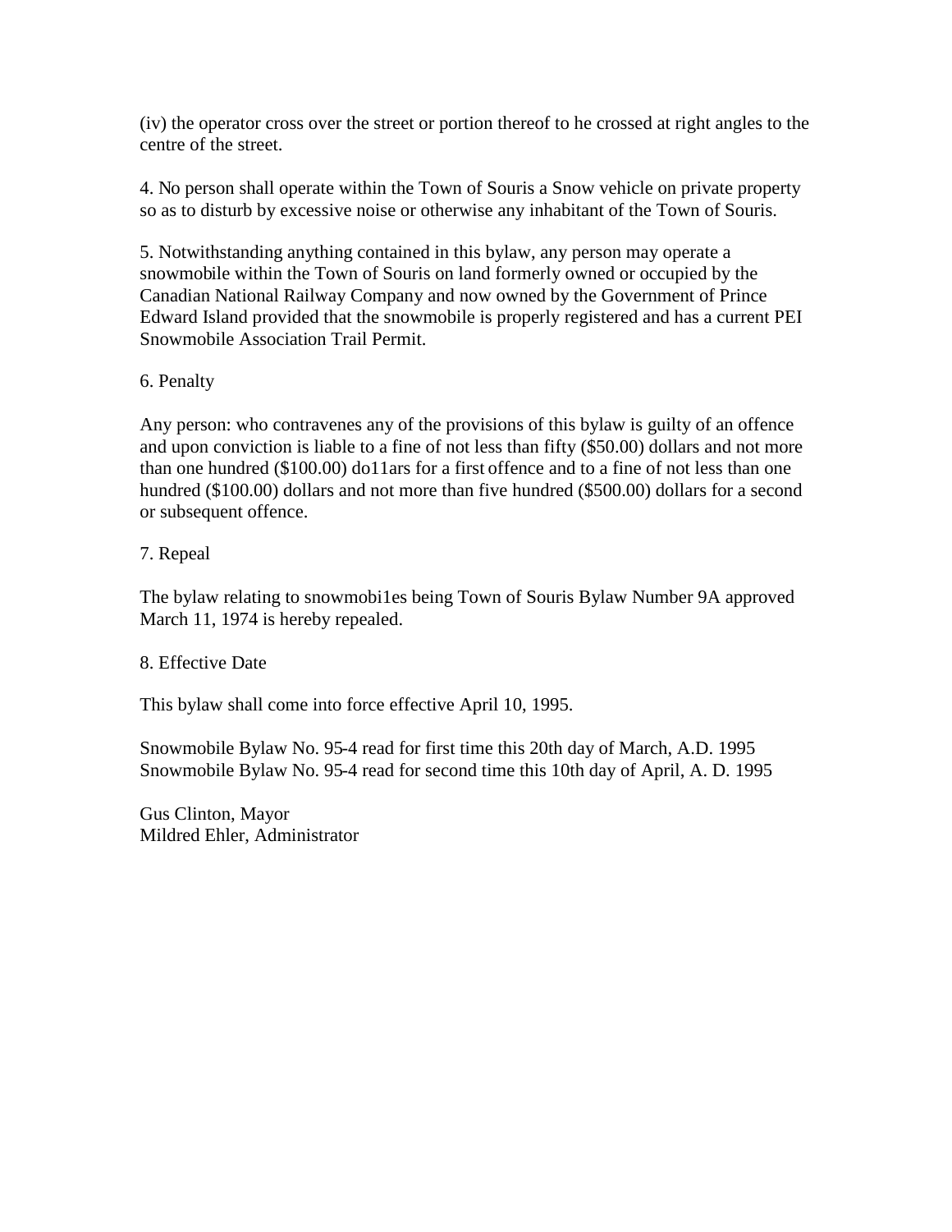(iv) the operator cross over the street or portion thereof to he crossed at right angles to the centre of the street.

4. No person shall operate within the Town of Souris a Snow vehicle on private property so as to disturb by excessive noise or otherwise any inhabitant of the Town of Souris.

5. Notwithstanding anything contained in this bylaw, any person may operate a snowmobile within the Town of Souris on land formerly owned or occupied by the Canadian National Railway Company and now owned by the Government of Prince Edward Island provided that the snowmobile is properly registered and has a current PEI Snowmobile Association Trail Permit.

6. Penalty

Any person: who contravenes any of the provisions of this bylaw is guilty of an offence and upon conviction is liable to a fine of not less than fifty ($50.00) dollars and not more than one hundred ($100.00) do11ars for a first offence and to a fine of not less than one hundred ($100.00) dollars and not more than five hundred ($500.00) dollars for a second or subsequent offence.

7. Repeal

The bylaw relating to snowmobi1es being Town of Souris Bylaw Number 9A approved March 11, 1974 is hereby repealed.

8. Effective Date

This bylaw shall come into force effective April 10, 1995.

Snowmobile Bylaw No. 95-4 read for first time this 20th day of March, A.D. 1995
Snowmobile Bylaw No. 95-4 read for second time this 10th day of April, A. D. 1995

Gus Clinton, Mayor
Mildred Ehler, Administrator